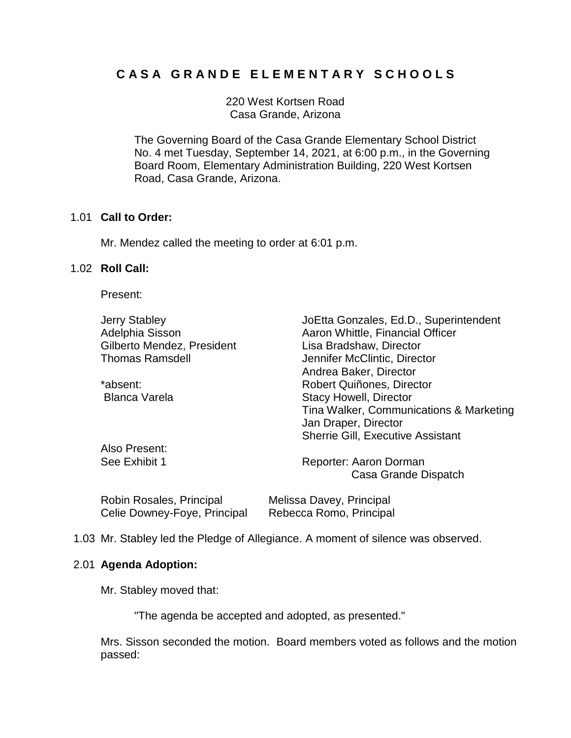# CASA GRANDE ELEMENTARY SCHOOLS

220 West Kortsen Road
Casa Grande, Arizona

The Governing Board of the Casa Grande Elementary School District No. 4 met Tuesday, September 14, 2021, at 6:00 p.m., in the Governing Board Room, Elementary Administration Building, 220 West Kortsen Road, Casa Grande, Arizona.

1.01 **Call to Order:**

Mr. Mendez called the meeting to order at 6:01 p.m.

1.02 **Roll Call:**

Present:

| | |
|---|---|
| Jerry Stabley | JoEtta Gonzales, Ed.D., Superintendent |
| Adelphia Sisson | Aaron Whittle, Financial Officer |
| Gilberto Mendez, President | Lisa Bradshaw, Director |
| Thomas Ramsdell | Jennifer McClintic, Director |
| | Andrea Baker, Director |
| *absent: | Robert Quiñones, Director |
| Blanca Varela | Stacy Howell, Director |
| | Tina Walker, Communications & Marketing |
| | Jan Draper, Director |
| | Sherrie Gill, Executive Assistant |
| Also Present: | |
| See Exhibit 1 | Reporter: Aaron Dorman<br>Casa Grande Dispatch |

| | |
|---|---|
| Robin Rosales, Principal | Melissa Davey, Principal |
| Celie Downey-Foye, Principal | Rebecca Romo, Principal |

1.03 Mr. Stabley led the Pledge of Allegiance. A moment of silence was observed.

2.01 **Agenda Adoption:**

Mr. Stabley moved that:

"The agenda be accepted and adopted, as presented."

Mrs. Sisson seconded the motion. Board members voted as follows and the motion passed: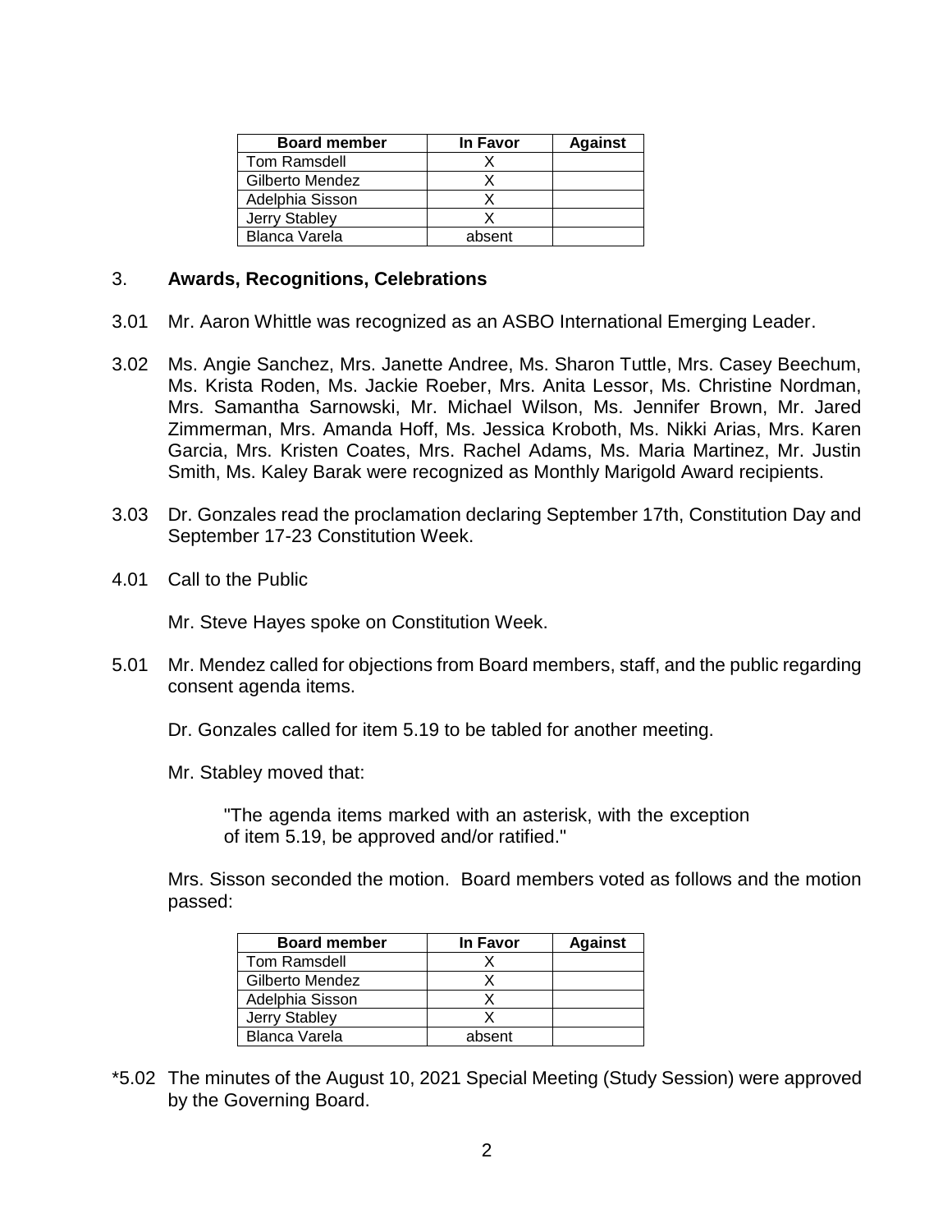| Board member | In Favor | Against |
|---|---|---|
| Tom Ramsdell | X | |
| Gilberto Mendez | X | |
| Adelphia Sisson | X | |
| Jerry Stabley | X | |
| Blanca Varela | absent | |

3. **Awards, Recognitions, Celebrations**

3.01 Mr. Aaron Whittle was recognized as an ASBO International Emerging Leader.

3.02 Ms. Angie Sanchez, Mrs. Janette Andree, Ms. Sharon Tuttle, Mrs. Casey Beechum, Ms. Krista Roden, Ms. Jackie Roeber, Mrs. Anita Lessor, Ms. Christine Nordman, Mrs. Samantha Sarnowski, Mr. Michael Wilson, Ms. Jennifer Brown, Mr. Jared Zimmerman, Mrs. Amanda Hoff, Ms. Jessica Kroboth, Ms. Nikki Arias, Mrs. Karen Garcia, Mrs. Kristen Coates, Mrs. Rachel Adams, Ms. Maria Martinez, Mr. Justin Smith, Ms. Kaley Barak were recognized as Monthly Marigold Award recipients.

3.03 Dr. Gonzales read the proclamation declaring September 17th, Constitution Day and September 17-23 Constitution Week.

4.01 Call to the Public

Mr. Steve Hayes spoke on Constitution Week.

5.01 Mr. Mendez called for objections from Board members, staff, and the public regarding consent agenda items.

Dr. Gonzales called for item 5.19 to be tabled for another meeting.

Mr. Stabley moved that:

> "The agenda items marked with an asterisk, with the exception of item 5.19, be approved and/or ratified."

Mrs. Sisson seconded the motion. Board members voted as follows and the motion passed:

| Board member | In Favor | Against |
|---|---|---|
| Tom Ramsdell | X | |
| Gilberto Mendez | X | |
| Adelphia Sisson | X | |
| Jerry Stabley | X | |
| Blanca Varela | absent | |

*5.02 The minutes of the August 10, 2021 Special Meeting (Study Session) were approved by the Governing Board.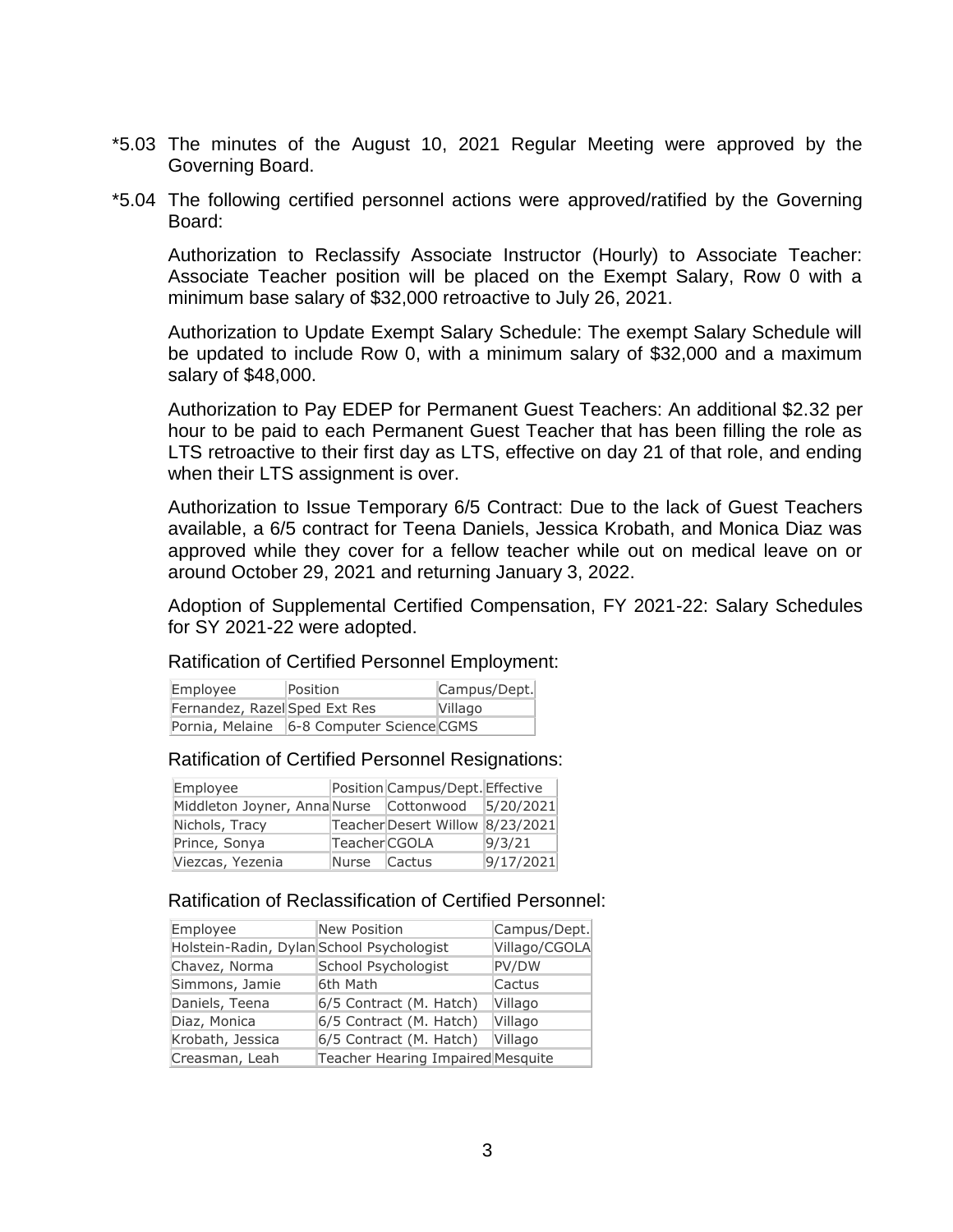*5.03 The minutes of the August 10, 2021 Regular Meeting were approved by the Governing Board.

*5.04 The following certified personnel actions were approved/ratified by the Governing Board:

Authorization to Reclassify Associate Instructor (Hourly) to Associate Teacher: Associate Teacher position will be placed on the Exempt Salary, Row 0 with a minimum base salary of $32,000 retroactive to July 26, 2021.

Authorization to Update Exempt Salary Schedule: The exempt Salary Schedule will be updated to include Row 0, with a minimum salary of $32,000 and a maximum salary of $48,000.

Authorization to Pay EDEP for Permanent Guest Teachers: An additional $2.32 per hour to be paid to each Permanent Guest Teacher that has been filling the role as LTS retroactive to their first day as LTS, effective on day 21 of that role, and ending when their LTS assignment is over.

Authorization to Issue Temporary 6/5 Contract: Due to the lack of Guest Teachers available, a 6/5 contract for Teena Daniels, Jessica Krobath, and Monica Diaz was approved while they cover for a fellow teacher while out on medical leave on or around October 29, 2021 and returning January 3, 2022.

Adoption of Supplemental Certified Compensation, FY 2021-22: Salary Schedules for SY 2021-22 were adopted.

Ratification of Certified Personnel Employment:

| Employee | Position | Campus/Dept. |
|---|---|---|
| Fernandez, Razel | Sped Ext Res | Villago |
| Pornia, Melaine | 6-8 Computer Science | CGMS |

Ratification of Certified Personnel Resignations:

| Employee | Position | Campus/Dept. | Effective |
|---|---|---|---|
| Middleton Joyner, Anna | Nurse | Cottonwood | 5/20/2021 |
| Nichols, Tracy | Teacher | Desert Willow | 8/23/2021 |
| Prince, Sonya | Teacher | CGOLA | 9/3/21 |
| Viezcas, Yezenia | Nurse | Cactus | 9/17/2021 |

Ratification of Reclassification of Certified Personnel:

| Employee | New Position | Campus/Dept. |
|---|---|---|
| Holstein-Radin, Dylan | School Psychologist | Villago/CGOLA |
| Chavez, Norma | School Psychologist | PV/DW |
| Simmons, Jamie | 6th Math | Cactus |
| Daniels, Teena | 6/5 Contract (M. Hatch) | Villago |
| Diaz, Monica | 6/5 Contract (M. Hatch) | Villago |
| Krobath, Jessica | 6/5 Contract (M. Hatch) | Villago |
| Creasman, Leah | Teacher Hearing Impaired | Mesquite |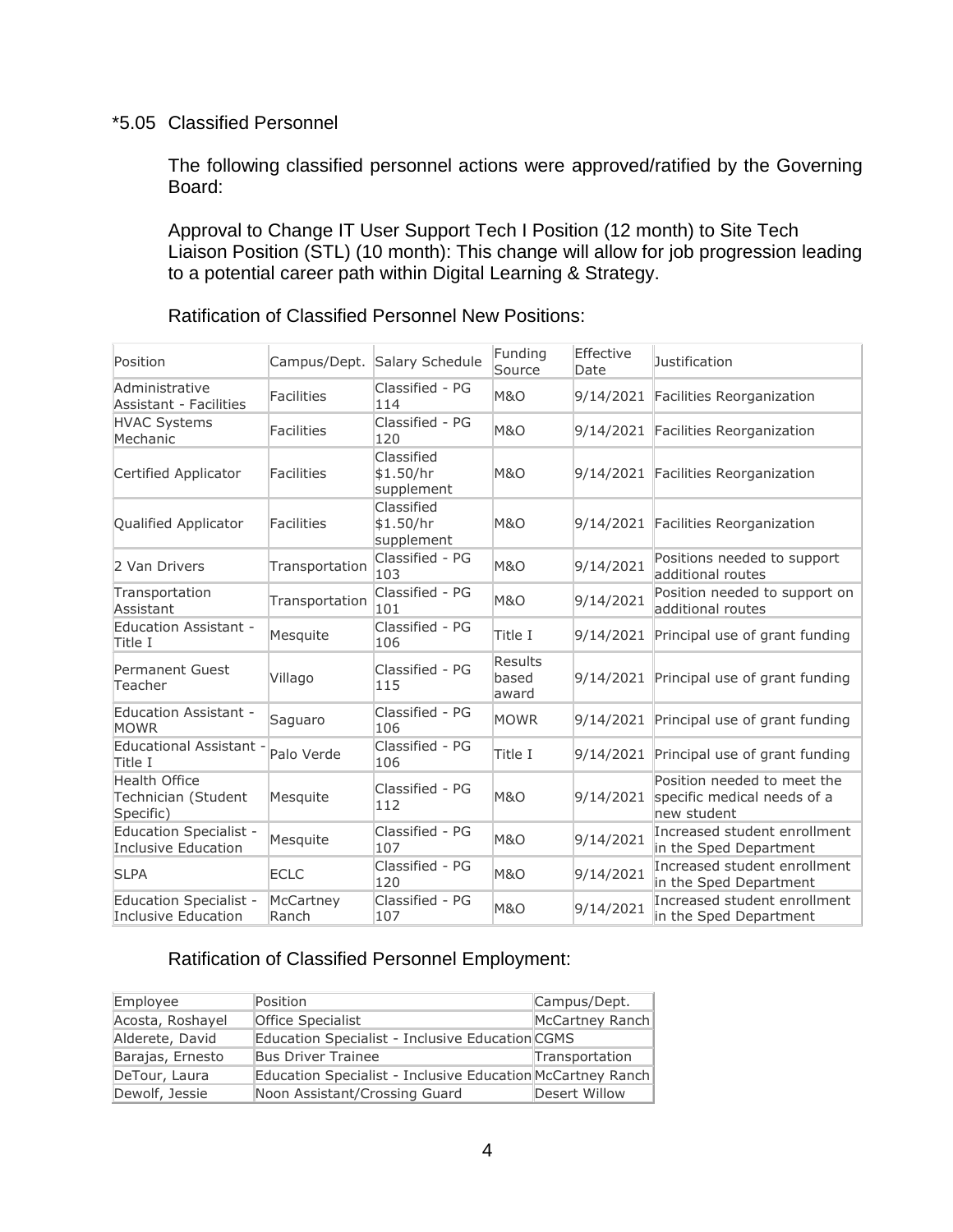## *5.05 Classified Personnel

The following classified personnel actions were approved/ratified by the Governing Board:

Approval to Change IT User Support Tech I Position (12 month) to Site Tech Liaison Position (STL) (10 month): This change will allow for job progression leading to a potential career path within Digital Learning & Strategy.

Ratification of Classified Personnel New Positions:

| Position | Campus/Dept. | Salary Schedule | Funding Source | Effective Date | Justification |
|---|---|---|---|---|---|
| Administrative Assistant - Facilities | Facilities | Classified - PG 114 | M&O | 9/14/2021 | Facilities Reorganization |
| HVAC Systems Mechanic | Facilities | Classified - PG 120 | M&O | 9/14/2021 | Facilities Reorganization |
| Certified Applicator | Facilities | Classified $1.50/hr supplement | M&O | 9/14/2021 | Facilities Reorganization |
| Qualified Applicator | Facilities | Classified $1.50/hr supplement | M&O | 9/14/2021 | Facilities Reorganization |
| 2 Van Drivers | Transportation | Classified - PG 103 | M&O | 9/14/2021 | Positions needed to support additional routes |
| Transportation Assistant | Transportation | Classified - PG 101 | M&O | 9/14/2021 | Position needed to support on additional routes |
| Education Assistant - Title I | Mesquite | Classified - PG 106 | Title I | 9/14/2021 | Principal use of grant funding |
| Permanent Guest Teacher | Villago | Classified - PG 115 | Results based award | 9/14/2021 | Principal use of grant funding |
| Education Assistant - MOWR | Saguaro | Classified - PG 106 | MOWR | 9/14/2021 | Principal use of grant funding |
| Educational Assistant - Title I | Palo Verde | Classified - PG 106 | Title I | 9/14/2021 | Principal use of grant funding |
| Health Office Technician (Student Specific) | Mesquite | Classified - PG 112 | M&O | 9/14/2021 | Position needed to meet the specific medical needs of a new student |
| Education Specialist - Inclusive Education | Mesquite | Classified - PG 107 | M&O | 9/14/2021 | Increased student enrollment in the Sped Department |
| SLPA | ECLC | Classified - PG 120 | M&O | 9/14/2021 | Increased student enrollment in the Sped Department |
| Education Specialist - Inclusive Education | McCartney Ranch | Classified - PG 107 | M&O | 9/14/2021 | Increased student enrollment in the Sped Department |

Ratification of Classified Personnel Employment:

| Employee | Position | Campus/Dept. |
|---|---|---|
| Acosta, Roshayel | Office Specialist | McCartney Ranch |
| Alderete, David | Education Specialist - Inclusive Education | CGMS |
| Barajas, Ernesto | Bus Driver Trainee | Transportation |
| DeTour, Laura | Education Specialist - Inclusive Education | McCartney Ranch |
| Dewolf, Jessie | Noon Assistant/Crossing Guard | Desert Willow |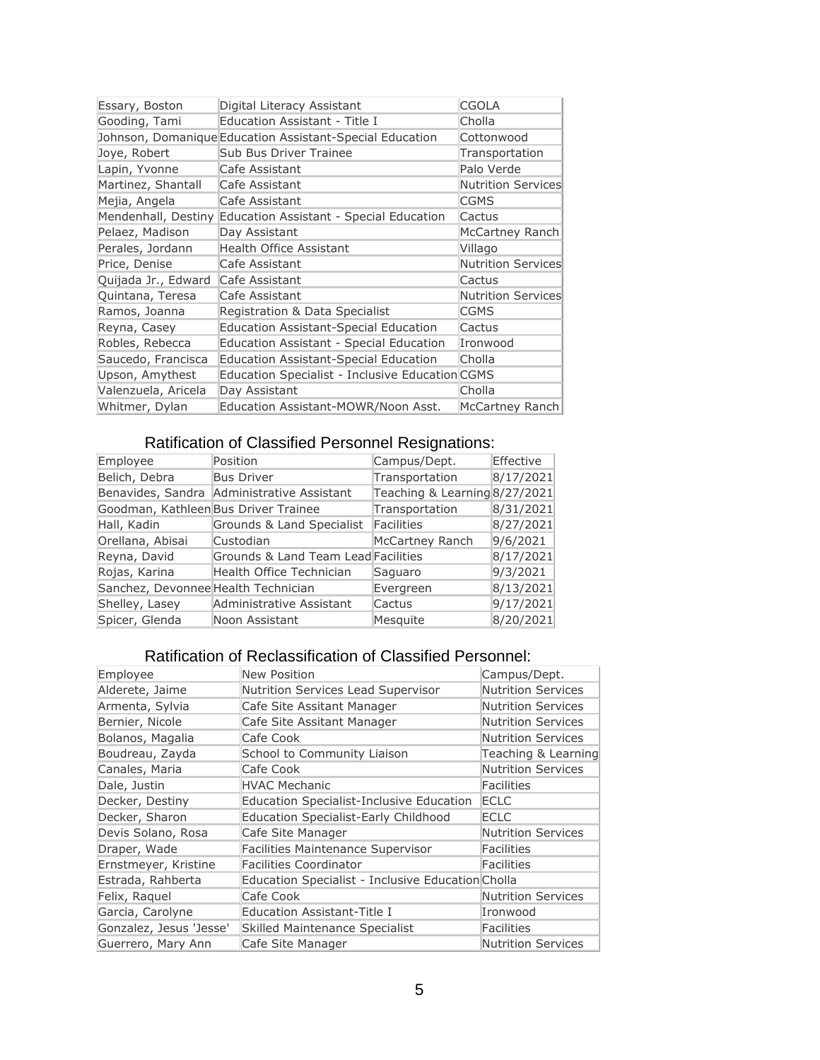| | | |
|---|---|---|
| Essary, Boston | Digital Literacy Assistant | CGOLA |
| Gooding, Tami | Education Assistant - Title I | Cholla |
| Johnson, Domanique | Education Assistant-Special Education | Cottonwood |
| Joye, Robert | Sub Bus Driver Trainee | Transportation |
| Lapin, Yvonne | Cafe Assistant | Palo Verde |
| Martinez, Shantall | Cafe Assistant | Nutrition Services |
| Mejia, Angela | Cafe Assistant | CGMS |
| Mendenhall, Destiny | Education Assistant - Special Education | Cactus |
| Pelaez, Madison | Day Assistant | McCartney Ranch |
| Perales, Jordann | Health Office Assistant | Villago |
| Price, Denise | Cafe Assistant | Nutrition Services |
| Quijada Jr., Edward | Cafe Assistant | Cactus |
| Quintana, Teresa | Cafe Assistant | Nutrition Services |
| Ramos, Joanna | Registration & Data Specialist | CGMS |
| Reyna, Casey | Education Assistant-Special Education | Cactus |
| Robles, Rebecca | Education Assistant - Special Education | Ironwood |
| Saucedo, Francisca | Education Assistant-Special Education | Cholla |
| Upson, Amythest | Education Specialist - Inclusive Education | CGMS |
| Valenzuela, Aricela | Day Assistant | Cholla |
| Whitmer, Dylan | Education Assistant-MOWR/Noon Asst. | McCartney Ranch |

## Ratification of Classified Personnel Resignations:

| Employee | Position | Campus/Dept. | Effective |
|---|---|---|---|
| Belich, Debra | Bus Driver | Transportation | 8/17/2021 |
| Benavides, Sandra | Administrative Assistant | Teaching & Learning | 8/27/2021 |
| Goodman, Kathleen | Bus Driver Trainee | Transportation | 8/31/2021 |
| Hall, Kadin | Grounds & Land Specialist | Facilities | 8/27/2021 |
| Orellana, Abisai | Custodian | McCartney Ranch | 9/6/2021 |
| Reyna, David | Grounds & Land Team Lead | Facilities | 8/17/2021 |
| Rojas, Karina | Health Office Technician | Saguaro | 9/3/2021 |
| Sanchez, Devonnee | Health Technician | Evergreen | 8/13/2021 |
| Shelley, Lasey | Administrative Assistant | Cactus | 9/17/2021 |
| Spicer, Glenda | Noon Assistant | Mesquite | 8/20/2021 |

## Ratification of Reclassification of Classified Personnel:

| Employee | New Position | Campus/Dept. |
|---|---|---|
| Alderete, Jaime | Nutrition Services Lead Supervisor | Nutrition Services |
| Armenta, Sylvia | Cafe Site Assitant Manager | Nutrition Services |
| Bernier, Nicole | Cafe Site Assitant Manager | Nutrition Services |
| Bolanos, Magalia | Cafe Cook | Nutrition Services |
| Boudreau, Zayda | School to Community Liaison | Teaching & Learning |
| Canales, Maria | Cafe Cook | Nutrition Services |
| Dale, Justin | HVAC Mechanic | Facilities |
| Decker, Destiny | Education Specialist-Inclusive Education | ECLC |
| Decker, Sharon | Education Specialist-Early Childhood | ECLC |
| Devis Solano, Rosa | Cafe Site Manager | Nutrition Services |
| Draper, Wade | Facilities Maintenance Supervisor | Facilities |
| Ernstmeyer, Kristine | Facilities Coordinator | Facilities |
| Estrada, Rahberta | Education Specialist - Inclusive Education | Cholla |
| Felix, Raquel | Cafe Cook | Nutrition Services |
| Garcia, Carolyne | Education Assistant-Title I | Ironwood |
| Gonzalez, Jesus 'Jesse' | Skilled Maintenance Specialist | Facilities |
| Guerrero, Mary Ann | Cafe Site Manager | Nutrition Services |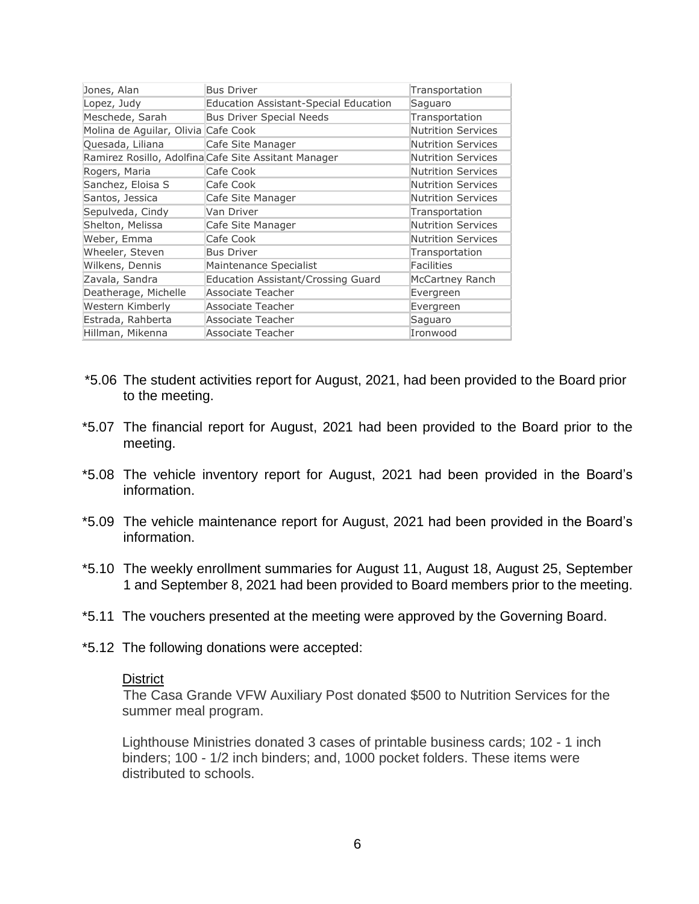| | | |
|---|---|---|
| Jones, Alan | Bus Driver | Transportation |
| Lopez, Judy | Education Assistant-Special Education | Saguaro |
| Meschede, Sarah | Bus Driver Special Needs | Transportation |
| Molina de Aguilar, Olivia | Cafe Cook | Nutrition Services |
| Quesada, Liliana | Cafe Site Manager | Nutrition Services |
| Ramirez Rosillo, Adolfina | Cafe Site Assitant Manager | Nutrition Services |
| Rogers, Maria | Cafe Cook | Nutrition Services |
| Sanchez, Eloisa S | Cafe Cook | Nutrition Services |
| Santos, Jessica | Cafe Site Manager | Nutrition Services |
| Sepulveda, Cindy | Van Driver | Transportation |
| Shelton, Melissa | Cafe Site Manager | Nutrition Services |
| Weber, Emma | Cafe Cook | Nutrition Services |
| Wheeler, Steven | Bus Driver | Transportation |
| Wilkens, Dennis | Maintenance Specialist | Facilities |
| Zavala, Sandra | Education Assistant/Crossing Guard | McCartney Ranch |
| Deatherage, Michelle | Associate Teacher | Evergreen |
| Western Kimberly | Associate Teacher | Evergreen |
| Estrada, Rahberta | Associate Teacher | Saguaro |
| Hillman, Mikenna | Associate Teacher | Ironwood |

*5.06 The student activities report for August, 2021, had been provided to the Board prior to the meeting.

*5.07 The financial report for August, 2021 had been provided to the Board prior to the meeting.

*5.08 The vehicle inventory report for August, 2021 had been provided in the Board's information.

*5.09 The vehicle maintenance report for August, 2021 had been provided in the Board's information.

*5.10 The weekly enrollment summaries for August 11, August 18, August 25, September 1 and September 8, 2021 had been provided to Board members prior to the meeting.

*5.11 The vouchers presented at the meeting were approved by the Governing Board.

*5.12 The following donations were accepted:

<u>District</u>

The Casa Grande VFW Auxiliary Post donated $500 to Nutrition Services for the summer meal program.

Lighthouse Ministries donated 3 cases of printable business cards; 102 - 1 inch binders; 100 - 1/2 inch binders; and, 1000 pocket folders. These items were distributed to schools.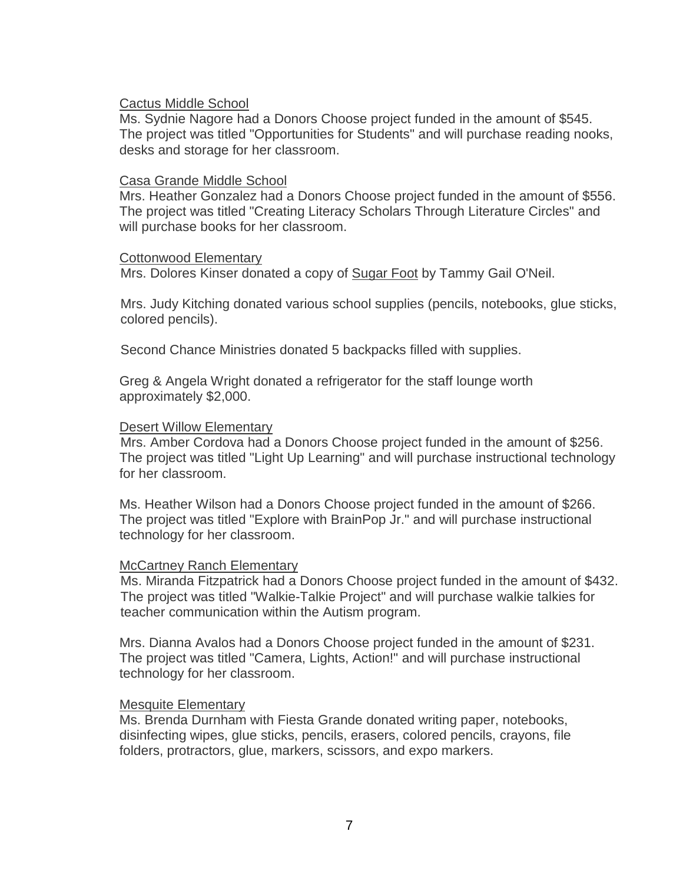<u>Cactus Middle School</u>

Ms. Sydnie Nagore had a Donors Choose project funded in the amount of $545. The project was titled "Opportunities for Students" and will purchase reading nooks, desks and storage for her classroom.

<u>Casa Grande Middle School</u>

Mrs. Heather Gonzalez had a Donors Choose project funded in the amount of $556. The project was titled "Creating Literacy Scholars Through Literature Circles" and will purchase books for her classroom.

<u>Cottonwood Elementary</u>

Mrs. Dolores Kinser donated a copy of <u>Sugar Foot</u> by Tammy Gail O'Neil.

Mrs. Judy Kitching donated various school supplies (pencils, notebooks, glue sticks, colored pencils).

Second Chance Ministries donated 5 backpacks filled with supplies.

Greg & Angela Wright donated a refrigerator for the staff lounge worth approximately $2,000.

<u>Desert Willow Elementary</u>

Mrs. Amber Cordova had a Donors Choose project funded in the amount of $256. The project was titled "Light Up Learning" and will purchase instructional technology for her classroom.

Ms. Heather Wilson had a Donors Choose project funded in the amount of $266. The project was titled "Explore with BrainPop Jr." and will purchase instructional technology for her classroom.

<u>McCartney Ranch Elementary</u>

Ms. Miranda Fitzpatrick had a Donors Choose project funded in the amount of $432. The project was titled "Walkie-Talkie Project" and will purchase walkie talkies for teacher communication within the Autism program.

Mrs. Dianna Avalos had a Donors Choose project funded in the amount of $231. The project was titled "Camera, Lights, Action!" and will purchase instructional technology for her classroom.

<u>Mesquite Elementary</u>

Ms. Brenda Durnham with Fiesta Grande donated writing paper, notebooks, disinfecting wipes, glue sticks, pencils, erasers, colored pencils, crayons, file folders, protractors, glue, markers, scissors, and expo markers.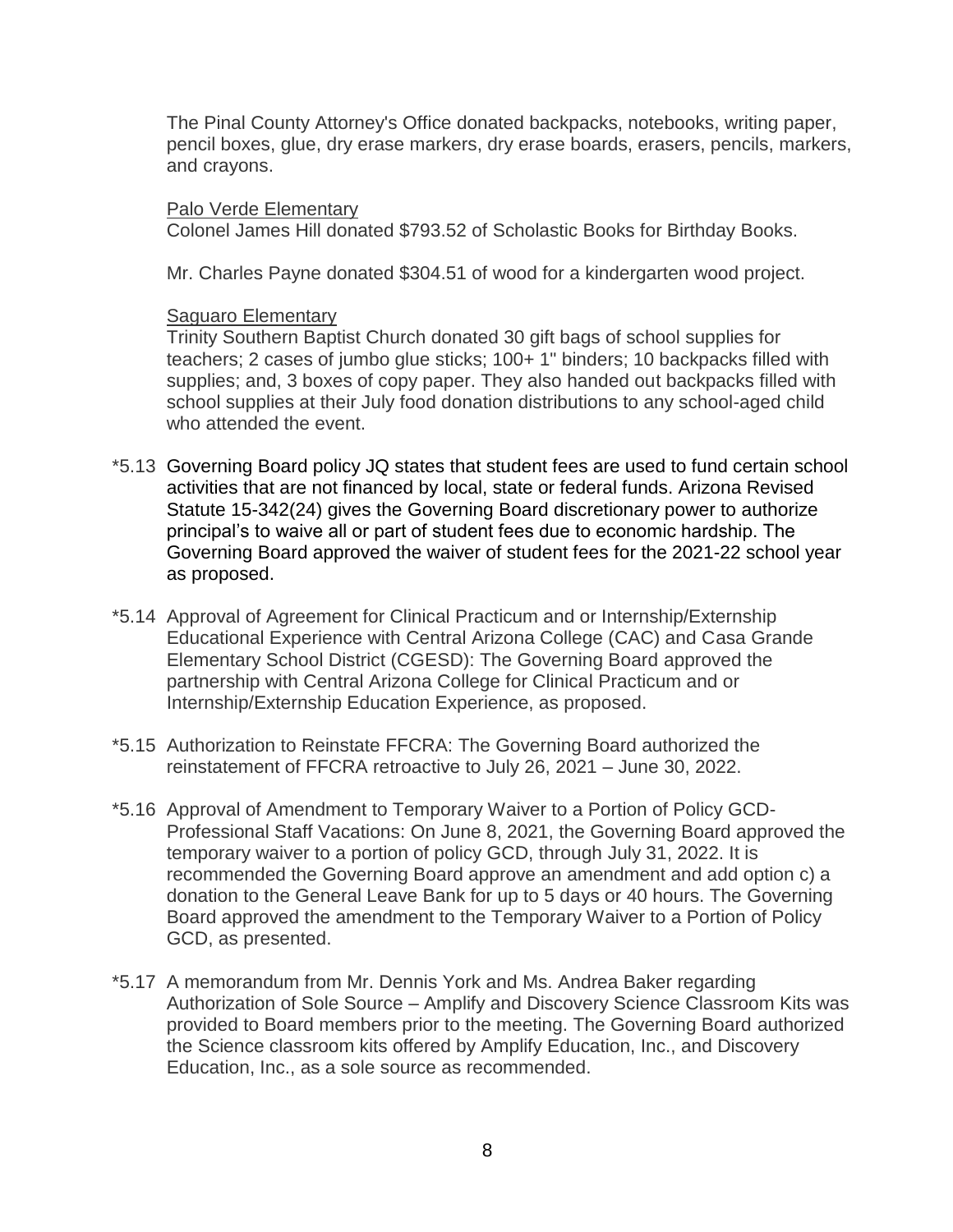The Pinal County Attorney's Office donated backpacks, notebooks, writing paper, pencil boxes, glue, dry erase markers, dry erase boards, erasers, pencils, markers, and crayons.

Palo Verde Elementary
Colonel James Hill donated $793.52 of Scholastic Books for Birthday Books.

Mr. Charles Payne donated $304.51 of wood for a kindergarten wood project.

Saguaro Elementary
Trinity Southern Baptist Church donated 30 gift bags of school supplies for teachers; 2 cases of jumbo glue sticks; 100+ 1" binders; 10 backpacks filled with supplies; and, 3 boxes of copy paper. They also handed out backpacks filled with school supplies at their July food donation distributions to any school-aged child who attended the event.

*5.13 Governing Board policy JQ states that student fees are used to fund certain school activities that are not financed by local, state or federal funds. Arizona Revised Statute 15-342(24) gives the Governing Board discretionary power to authorize principal's to waive all or part of student fees due to economic hardship. The Governing Board approved the waiver of student fees for the 2021-22 school year as proposed.

*5.14 Approval of Agreement for Clinical Practicum and or Internship/Externship Educational Experience with Central Arizona College (CAC) and Casa Grande Elementary School District (CGESD): The Governing Board approved the partnership with Central Arizona College for Clinical Practicum and or Internship/Externship Education Experience, as proposed.

*5.15 Authorization to Reinstate FFCRA: The Governing Board authorized the reinstatement of FFCRA retroactive to July 26, 2021 – June 30, 2022.

*5.16 Approval of Amendment to Temporary Waiver to a Portion of Policy GCD-Professional Staff Vacations: On June 8, 2021, the Governing Board approved the temporary waiver to a portion of policy GCD, through July 31, 2022. It is recommended the Governing Board approve an amendment and add option c) a donation to the General Leave Bank for up to 5 days or 40 hours. The Governing Board approved the amendment to the Temporary Waiver to a Portion of Policy GCD, as presented.

*5.17 A memorandum from Mr. Dennis York and Ms. Andrea Baker regarding Authorization of Sole Source – Amplify and Discovery Science Classroom Kits was provided to Board members prior to the meeting. The Governing Board authorized the Science classroom kits offered by Amplify Education, Inc., and Discovery Education, Inc., as a sole source as recommended.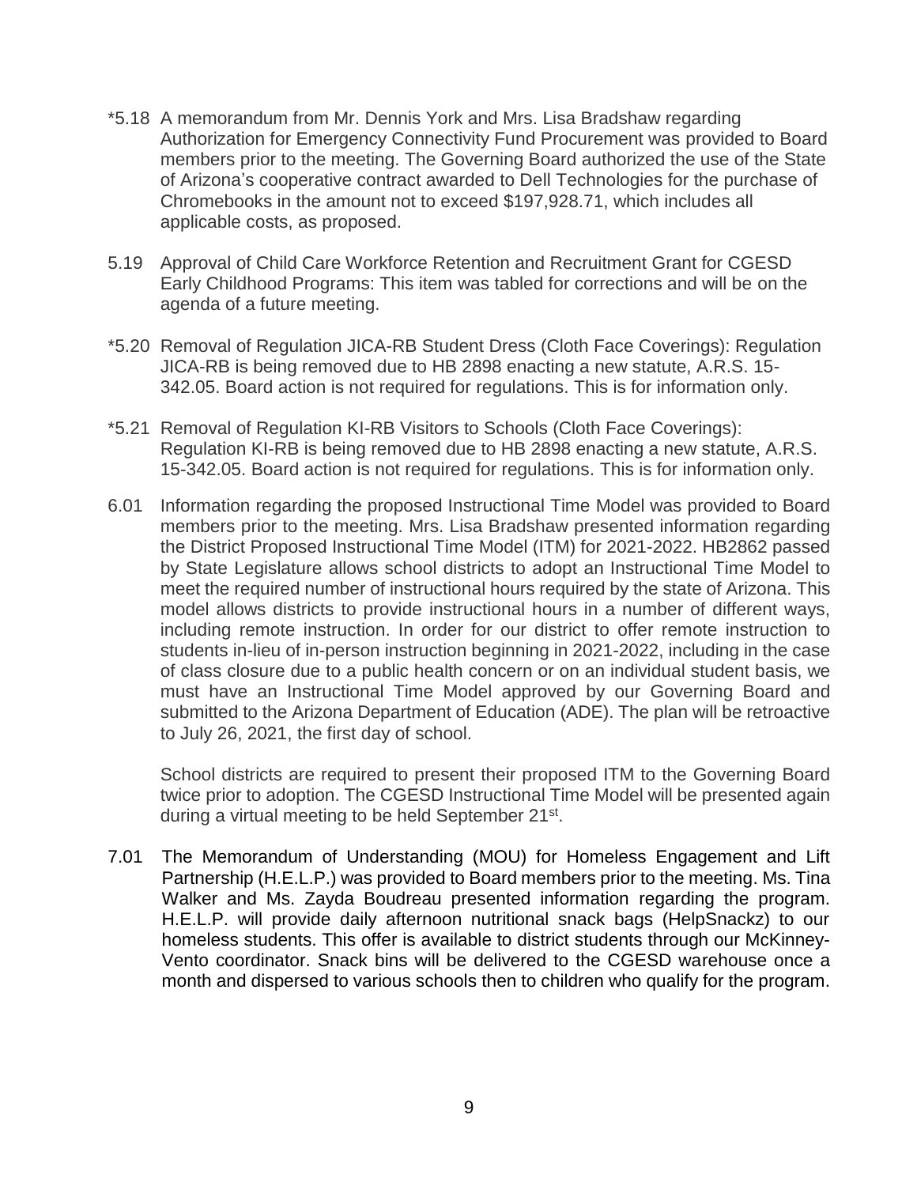*5.18 A memorandum from Mr. Dennis York and Mrs. Lisa Bradshaw regarding Authorization for Emergency Connectivity Fund Procurement was provided to Board members prior to the meeting. The Governing Board authorized the use of the State of Arizona's cooperative contract awarded to Dell Technologies for the purchase of Chromebooks in the amount not to exceed $197,928.71, which includes all applicable costs, as proposed.

5.19 Approval of Child Care Workforce Retention and Recruitment Grant for CGESD Early Childhood Programs: This item was tabled for corrections and will be on the agenda of a future meeting.

*5.20 Removal of Regulation JICA-RB Student Dress (Cloth Face Coverings): Regulation JICA-RB is being removed due to HB 2898 enacting a new statute, A.R.S. 15-342.05. Board action is not required for regulations. This is for information only.

*5.21 Removal of Regulation KI-RB Visitors to Schools (Cloth Face Coverings): Regulation KI-RB is being removed due to HB 2898 enacting a new statute, A.R.S. 15-342.05. Board action is not required for regulations. This is for information only.

6.01 Information regarding the proposed Instructional Time Model was provided to Board members prior to the meeting. Mrs. Lisa Bradshaw presented information regarding the District Proposed Instructional Time Model (ITM) for 2021-2022. HB2862 passed by State Legislature allows school districts to adopt an Instructional Time Model to meet the required number of instructional hours required by the state of Arizona. This model allows districts to provide instructional hours in a number of different ways, including remote instruction. In order for our district to offer remote instruction to students in-lieu of in-person instruction beginning in 2021-2022, including in the case of class closure due to a public health concern or on an individual student basis, we must have an Instructional Time Model approved by our Governing Board and submitted to the Arizona Department of Education (ADE). The plan will be retroactive to July 26, 2021, the first day of school.

School districts are required to present their proposed ITM to the Governing Board twice prior to adoption. The CGESD Instructional Time Model will be presented again during a virtual meeting to be held September 21st.

7.01 The Memorandum of Understanding (MOU) for Homeless Engagement and Lift Partnership (H.E.L.P.) was provided to Board members prior to the meeting. Ms. Tina Walker and Ms. Zayda Boudreau presented information regarding the program. H.E.L.P. will provide daily afternoon nutritional snack bags (HelpSnackz) to our homeless students. This offer is available to district students through our McKinney-Vento coordinator. Snack bins will be delivered to the CGESD warehouse once a month and dispersed to various schools then to children who qualify for the program.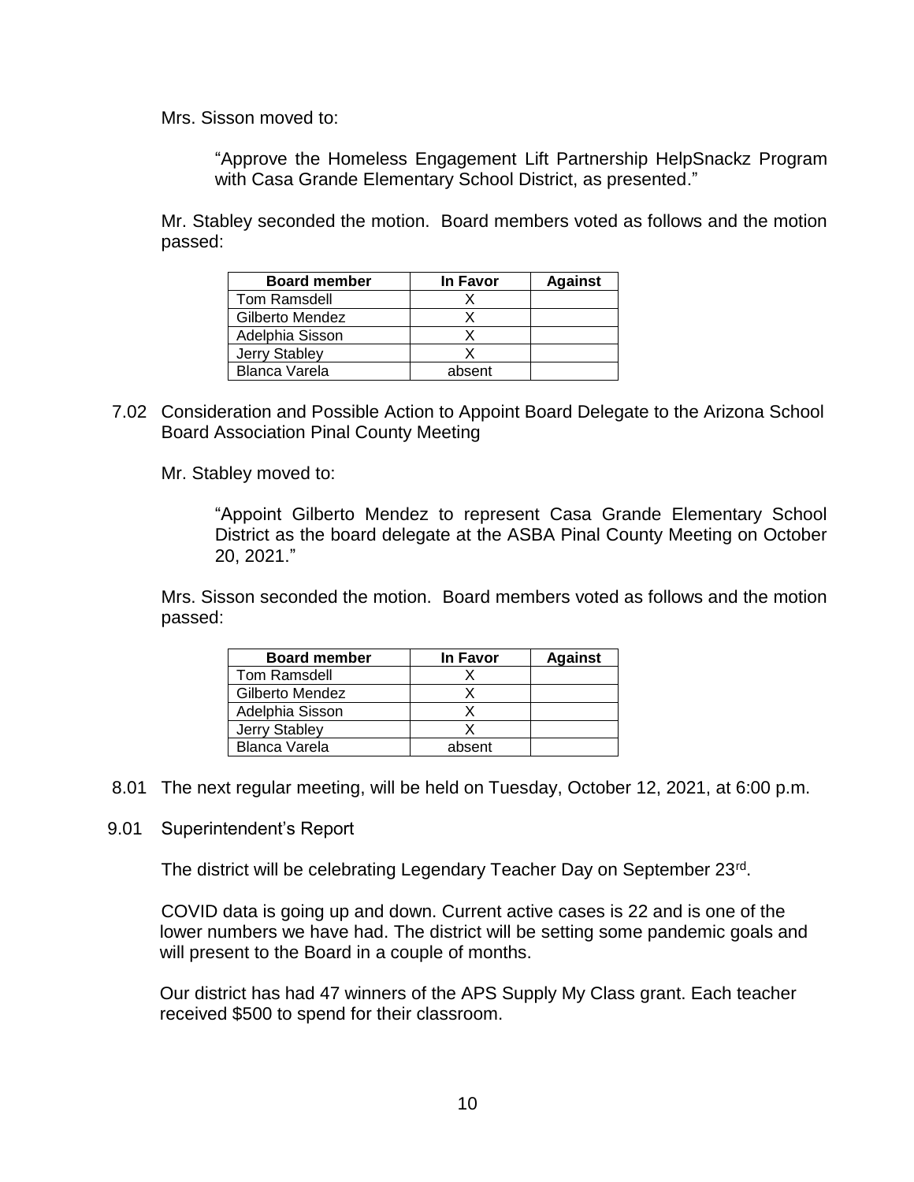Mrs. Sisson moved to:

> "Approve the Homeless Engagement Lift Partnership HelpSnackz Program with Casa Grande Elementary School District, as presented."

Mr. Stabley seconded the motion. Board members voted as follows and the motion passed:

| Board member | In Favor | Against |
|---|---|---|
| Tom Ramsdell | X | |
| Gilberto Mendez | X | |
| Adelphia Sisson | X | |
| Jerry Stabley | X | |
| Blanca Varela | absent | |

7.02 Consideration and Possible Action to Appoint Board Delegate to the Arizona School Board Association Pinal County Meeting

Mr. Stabley moved to:

> "Appoint Gilberto Mendez to represent Casa Grande Elementary School District as the board delegate at the ASBA Pinal County Meeting on October 20, 2021."

Mrs. Sisson seconded the motion. Board members voted as follows and the motion passed:

| Board member | In Favor | Against |
|---|---|---|
| Tom Ramsdell | X | |
| Gilberto Mendez | X | |
| Adelphia Sisson | X | |
| Jerry Stabley | X | |
| Blanca Varela | absent | |

8.01 The next regular meeting, will be held on Tuesday, October 12, 2021, at 6:00 p.m.

9.01 Superintendent's Report

The district will be celebrating Legendary Teacher Day on September 23rd.

COVID data is going up and down. Current active cases is 22 and is one of the lower numbers we have had. The district will be setting some pandemic goals and will present to the Board in a couple of months.

Our district has had 47 winners of the APS Supply My Class grant. Each teacher received $500 to spend for their classroom.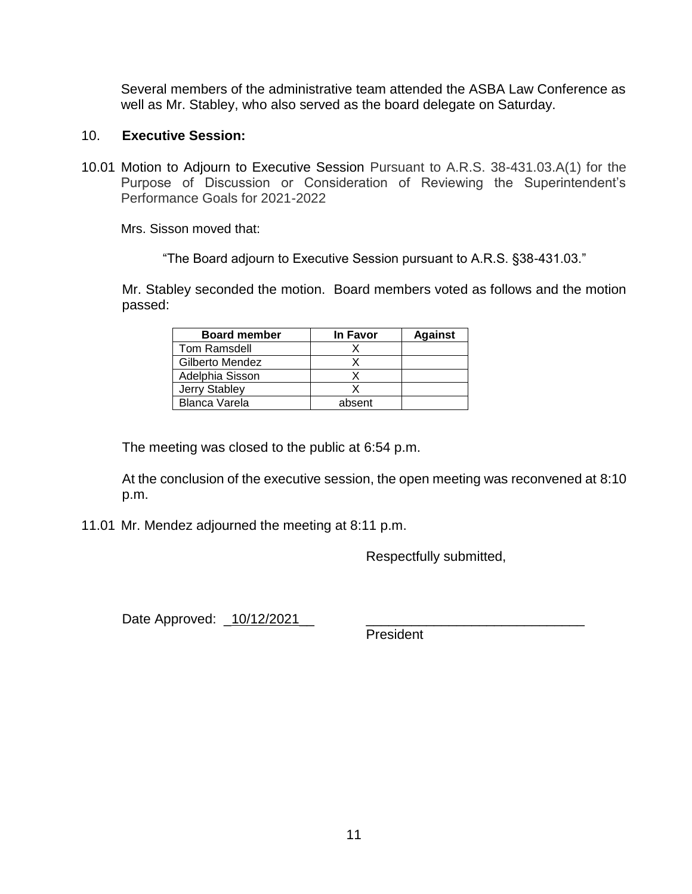Several members of the administrative team attended the ASBA Law Conference as well as Mr. Stabley, who also served as the board delegate on Saturday.

## 10. **Executive Session:**

10.01 Motion to Adjourn to Executive Session Pursuant to A.R.S. 38-431.03.A(1) for the Purpose of Discussion or Consideration of Reviewing the Superintendent's Performance Goals for 2021-2022

Mrs. Sisson moved that:

"The Board adjourn to Executive Session pursuant to A.R.S. §38-431.03."

Mr. Stabley seconded the motion. Board members voted as follows and the motion passed:

| Board member | In Favor | Against |
|---|---|---|
| Tom Ramsdell | X | |
| Gilberto Mendez | X | |
| Adelphia Sisson | X | |
| Jerry Stabley | X | |
| Blanca Varela | absent | |

The meeting was closed to the public at 6:54 p.m.

At the conclusion of the executive session, the open meeting was reconvened at 8:10 p.m.

11.01 Mr. Mendez adjourned the meeting at 8:11 p.m.

Respectfully submitted,

Date Approved: _10/12/2021__

_____________________________
President